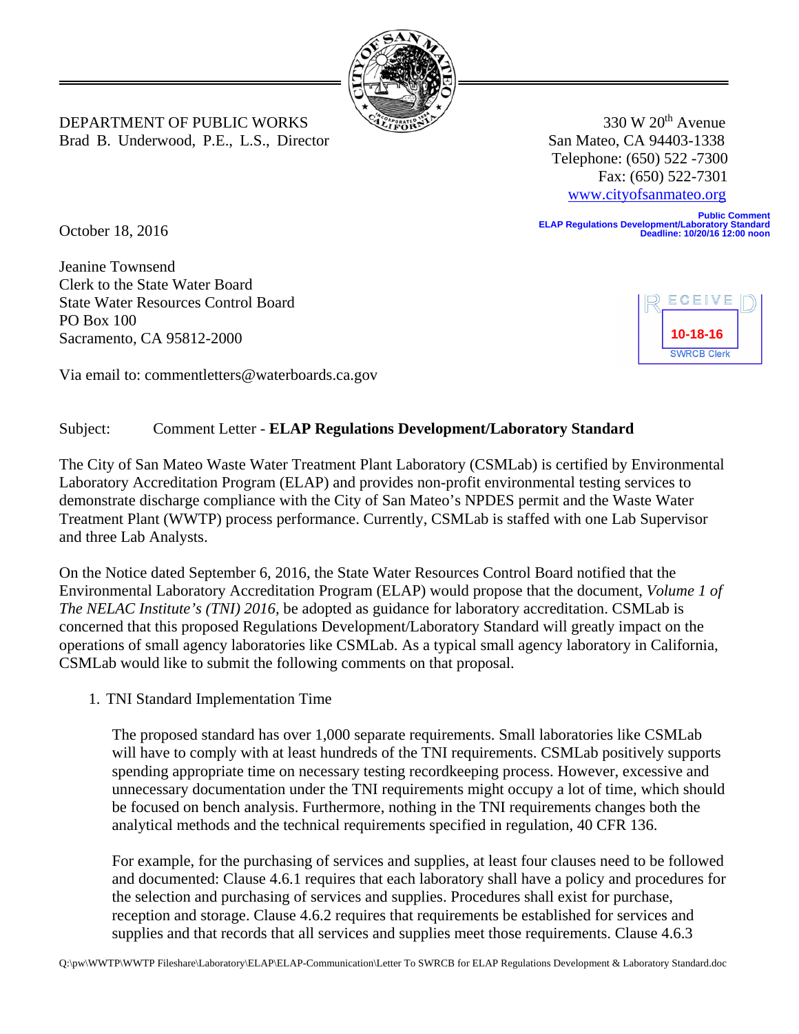DEPARTMENT OF PUBLIC WORKS
Brad B. Underwood, P.E., L.S., Director

330 W 20th Avenue
San Mateo, CA 94403-1338
Telephone: (650) 522 -7300
Fax: (650) 522-7301
www.cityofsanmateo.org

**Public Comment**
**ELAP Regulations Development/Laboratory Standard**
**Deadline: 10/20/16 12:00 noon**

October 18, 2016

RECEIVED
10-18-16
SWRCB Clerk

Jeanine Townsend
Clerk to the State Water Board
State Water Resources Control Board
PO Box 100
Sacramento, CA 95812-2000

Via email to: commentletters@waterboards.ca.gov

Subject: Comment Letter - **ELAP Regulations Development/Laboratory Standard**

The City of San Mateo Waste Water Treatment Plant Laboratory (CSMLab) is certified by Environmental Laboratory Accreditation Program (ELAP) and provides non-profit environmental testing services to demonstrate discharge compliance with the City of San Mateo's NPDES permit and the Waste Water Treatment Plant (WWTP) process performance. Currently, CSMLab is staffed with one Lab Supervisor and three Lab Analysts.

On the Notice dated September 6, 2016, the State Water Resources Control Board notified that the Environmental Laboratory Accreditation Program (ELAP) would propose that the document, *Volume 1 of The NELAC Institute's (TNI) 2016,* be adopted as guidance for laboratory accreditation. CSMLab is concerned that this proposed Regulations Development/Laboratory Standard will greatly impact on the operations of small agency laboratories like CSMLab. As a typical small agency laboratory in California, CSMLab would like to submit the following comments on that proposal.

1. TNI Standard Implementation Time

   The proposed standard has over 1,000 separate requirements. Small laboratories like CSMLab will have to comply with at least hundreds of the TNI requirements. CSMLab positively supports spending appropriate time on necessary testing recordkeeping process. However, excessive and unnecessary documentation under the TNI requirements might occupy a lot of time, which should be focused on bench analysis. Furthermore, nothing in the TNI requirements changes both the analytical methods and the technical requirements specified in regulation, 40 CFR 136.

   For example, for the purchasing of services and supplies, at least four clauses need to be followed and documented: Clause 4.6.1 requires that each laboratory shall have a policy and procedures for the selection and purchasing of services and supplies. Procedures shall exist for purchase, reception and storage. Clause 4.6.2 requires that requirements be established for services and supplies and that records that all services and supplies meet those requirements. Clause 4.6.3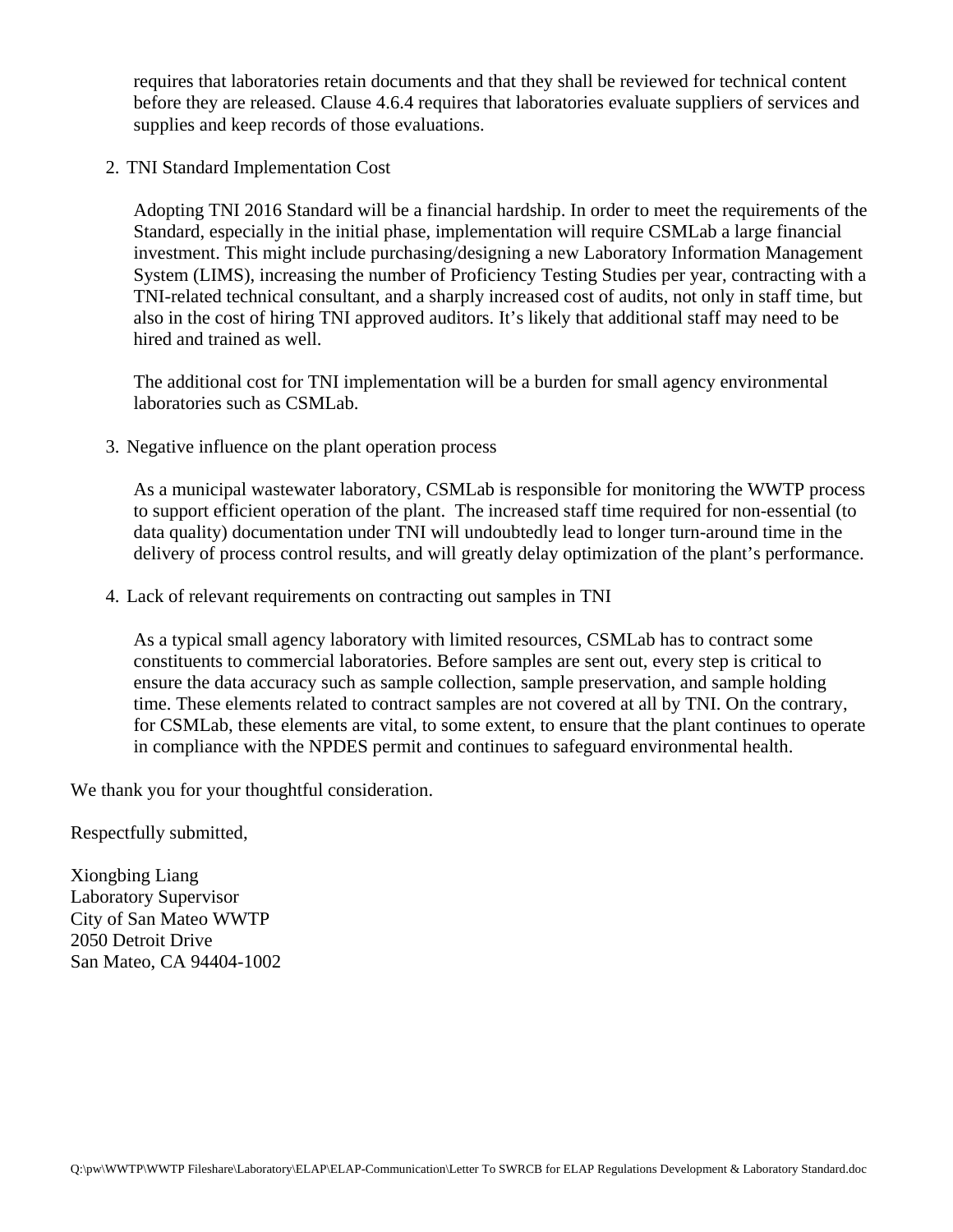requires that laboratories retain documents and that they shall be reviewed for technical content before they are released. Clause 4.6.4 requires that laboratories evaluate suppliers of services and supplies and keep records of those evaluations.

2. TNI Standard Implementation Cost

   Adopting TNI 2016 Standard will be a financial hardship. In order to meet the requirements of the Standard, especially in the initial phase, implementation will require CSMLab a large financial investment. This might include purchasing/designing a new Laboratory Information Management System (LIMS), increasing the number of Proficiency Testing Studies per year, contracting with a TNI-related technical consultant, and a sharply increased cost of audits, not only in staff time, but also in the cost of hiring TNI approved auditors. It's likely that additional staff may need to be hired and trained as well.

   The additional cost for TNI implementation will be a burden for small agency environmental laboratories such as CSMLab.

3. Negative influence on the plant operation process

   As a municipal wastewater laboratory, CSMLab is responsible for monitoring the WWTP process to support efficient operation of the plant. The increased staff time required for non-essential (to data quality) documentation under TNI will undoubtedly lead to longer turn-around time in the delivery of process control results, and will greatly delay optimization of the plant's performance.

4. Lack of relevant requirements on contracting out samples in TNI

   As a typical small agency laboratory with limited resources, CSMLab has to contract some constituents to commercial laboratories. Before samples are sent out, every step is critical to ensure the data accuracy such as sample collection, sample preservation, and sample holding time. These elements related to contract samples are not covered at all by TNI. On the contrary, for CSMLab, these elements are vital, to some extent, to ensure that the plant continues to operate in compliance with the NPDES permit and continues to safeguard environmental health.

We thank you for your thoughtful consideration.

Respectfully submitted,

Xiongbing Liang
Laboratory Supervisor
City of San Mateo WWTP
2050 Detroit Drive
San Mateo, CA 94404-1002

Q:\pw\WWTP\WWTP Fileshare\Laboratory\ELAP\ELAP-Communication\Letter To SWRCB for ELAP Regulations Development & Laboratory Standard.doc